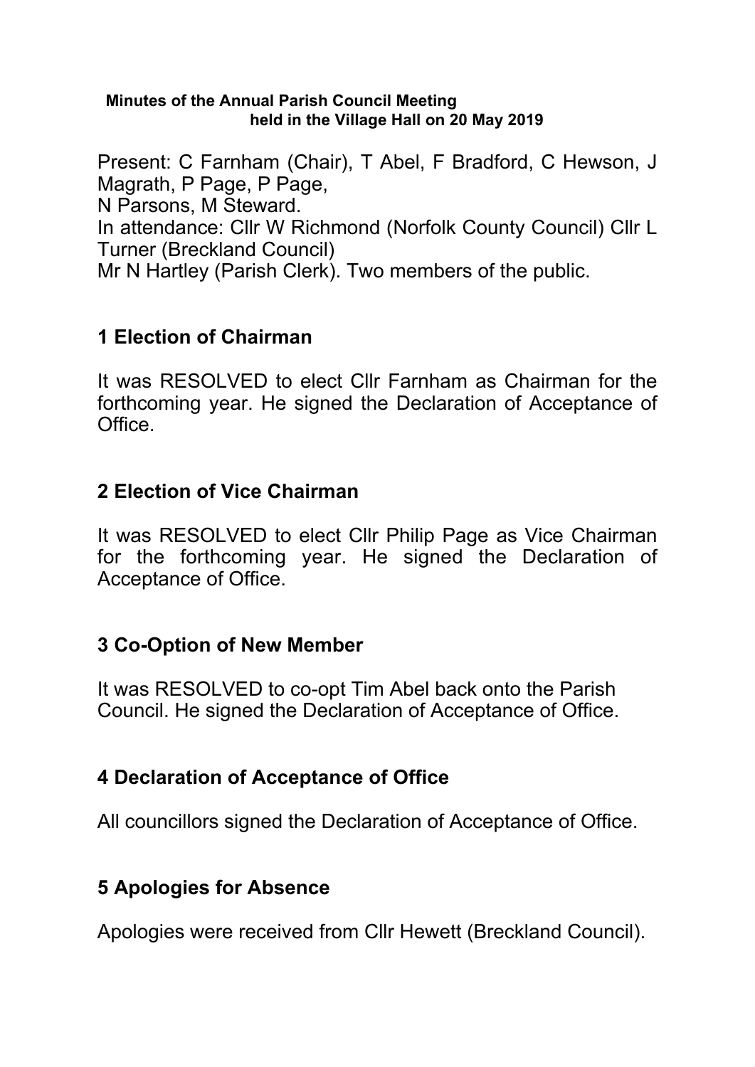**Minutes of the Annual Parish Council Meeting held in the Village Hall on 20 May 2019**

Present: C Farnham (Chair), T Abel, F Bradford, C Hewson, J Magrath, P Page, P Page,
N Parsons, M Steward.
In attendance: Cllr W Richmond (Norfolk County Council) Cllr L Turner (Breckland Council)
Mr N Hartley (Parish Clerk). Two members of the public.

## 1 Election of Chairman

It was RESOLVED to elect Cllr Farnham as Chairman for the forthcoming year. He signed the Declaration of Acceptance of Office.

## 2 Election of Vice Chairman

It was RESOLVED to elect Cllr Philip Page as Vice Chairman for the forthcoming year. He signed the Declaration of Acceptance of Office.

## 3 Co-Option of New Member

It was RESOLVED to co-opt Tim Abel back onto the Parish Council. He signed the Declaration of Acceptance of Office.

## 4 Declaration of Acceptance of Office

All councillors signed the Declaration of Acceptance of Office.

## 5 Apologies for Absence

Apologies were received from Cllr Hewett (Breckland Council).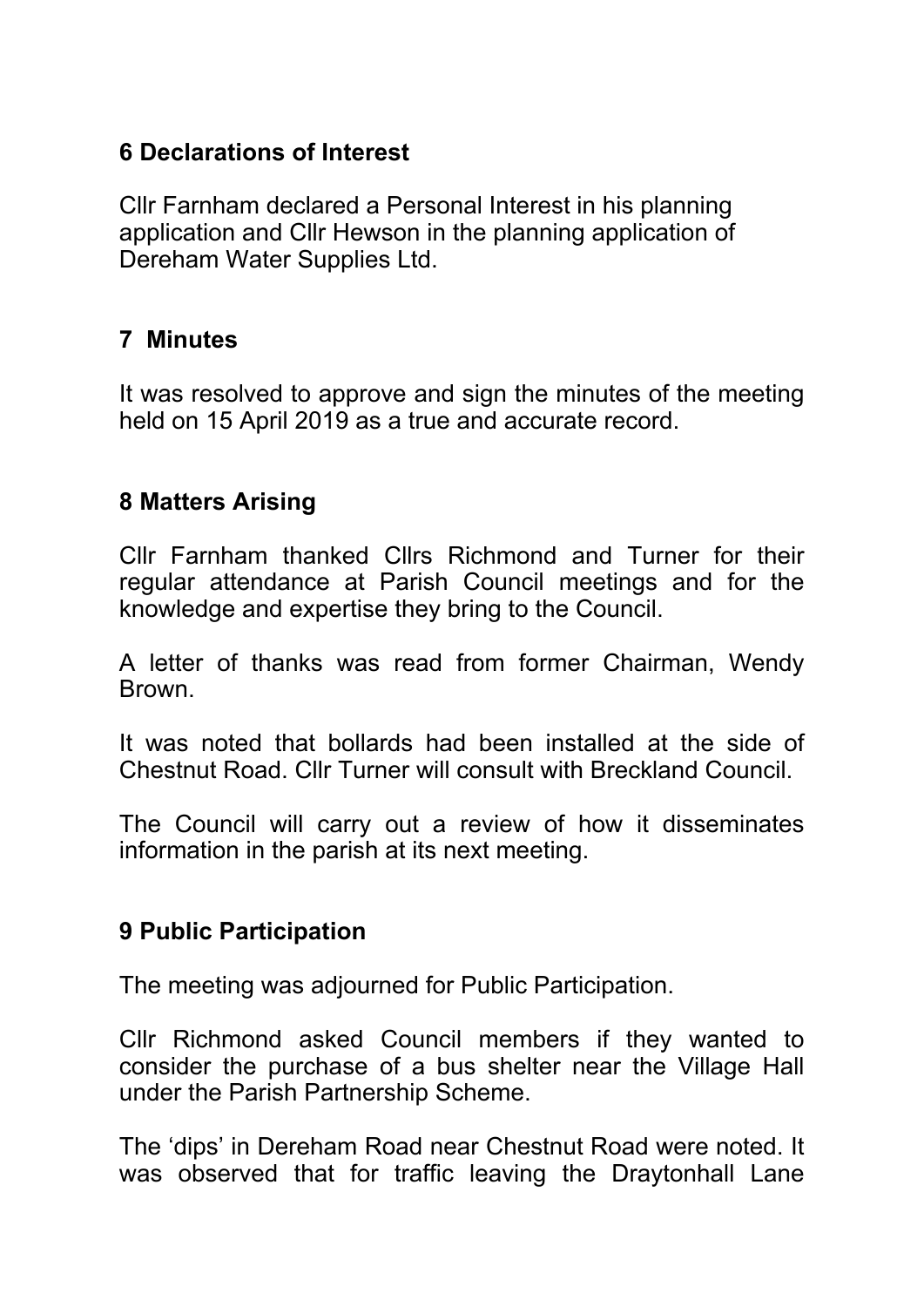## 6 Declarations of Interest

Cllr Farnham declared a Personal Interest in his planning application and Cllr Hewson in the planning application of Dereham Water Supplies Ltd.

## 7 Minutes

It was resolved to approve and sign the minutes of the meeting held on 15 April 2019 as a true and accurate record.

## 8 Matters Arising

Cllr Farnham thanked Cllrs Richmond and Turner for their regular attendance at Parish Council meetings and for the knowledge and expertise they bring to the Council.

A letter of thanks was read from former Chairman, Wendy Brown.

It was noted that bollards had been installed at the side of Chestnut Road. Cllr Turner will consult with Breckland Council.

The Council will carry out a review of how it disseminates information in the parish at its next meeting.

## 9 Public Participation

The meeting was adjourned for Public Participation.

Cllr Richmond asked Council members if they wanted to consider the purchase of a bus shelter near the Village Hall under the Parish Partnership Scheme.

The 'dips' in Dereham Road near Chestnut Road were noted. It was observed that for traffic leaving the Draytonhall Lane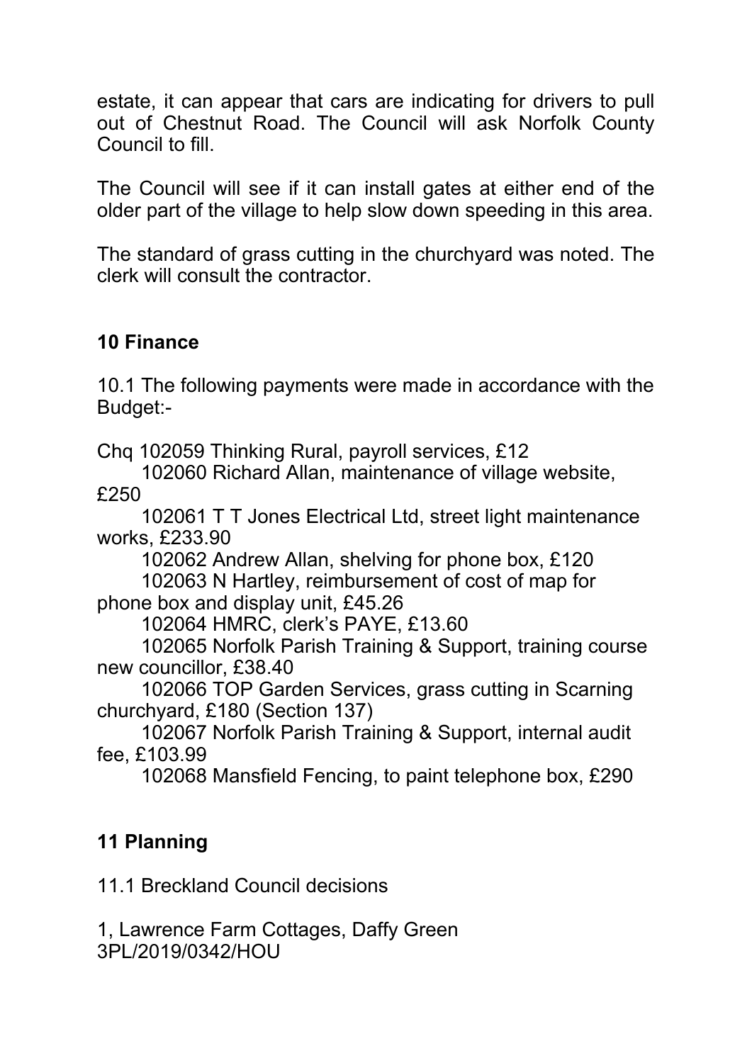estate, it can appear that cars are indicating for drivers to pull out of Chestnut Road. The Council will ask Norfolk County Council to fill.

The Council will see if it can install gates at either end of the older part of the village to help slow down speeding in this area.

The standard of grass cutting in the churchyard was noted. The clerk will consult the contractor.

## 10 Finance

10.1 The following payments were made in accordance with the Budget:-

Chq 102059 Thinking Rural, payroll services, £12
102060 Richard Allan, maintenance of village website, £250
102061 T T Jones Electrical Ltd, street light maintenance works, £233.90
102062 Andrew Allan, shelving for phone box, £120
102063 N Hartley, reimbursement of cost of map for phone box and display unit, £45.26
102064 HMRC, clerk's PAYE, £13.60
102065 Norfolk Parish Training & Support, training course new councillor, £38.40
102066 TOP Garden Services, grass cutting in Scarning churchyard, £180 (Section 137)
102067 Norfolk Parish Training & Support, internal audit fee, £103.99
102068 Mansfield Fencing, to paint telephone box, £290

## 11 Planning

11.1 Breckland Council decisions

1, Lawrence Farm Cottages, Daffy Green
3PL/2019/0342/HOU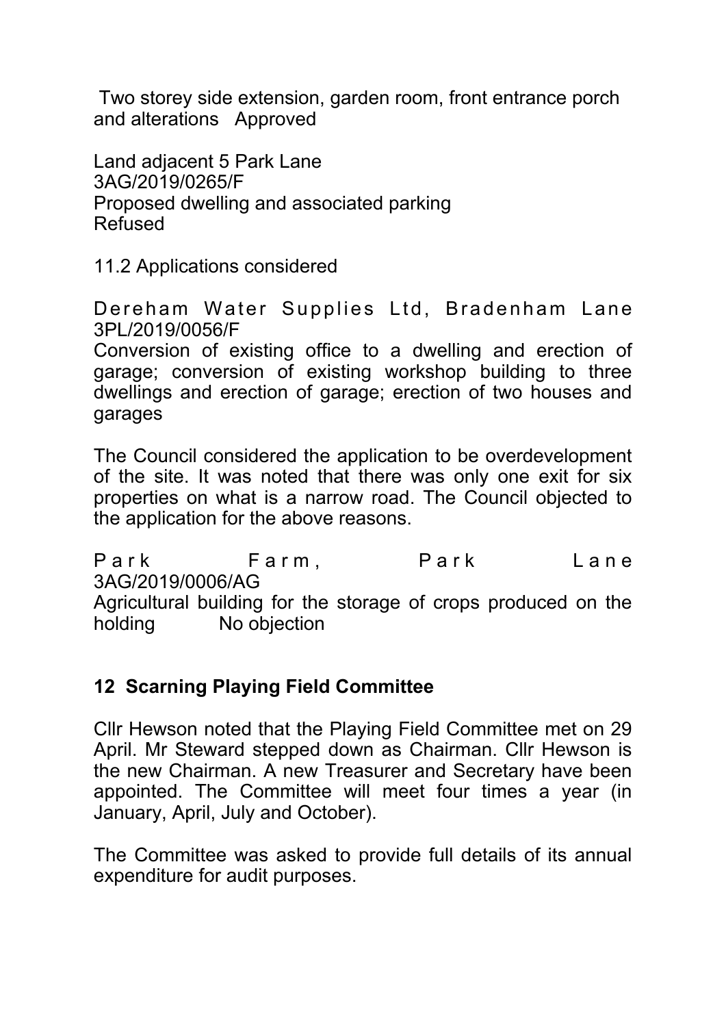Two storey side extension, garden room, front entrance porch and alterations Approved

Land adjacent 5 Park Lane
3AG/2019/0265/F
Proposed dwelling and associated parking
Refused

11.2 Applications considered

Dereham Water Supplies Ltd, Bradenham Lane
3PL/2019/0056/F
Conversion of existing office to a dwelling and erection of garage; conversion of existing workshop building to three dwellings and erection of garage; erection of two houses and garages

The Council considered the application to be overdevelopment of the site. It was noted that there was only one exit for six properties on what is a narrow road. The Council objected to the application for the above reasons.

Park Farm, Park Lane
3AG/2019/0006/AG
Agricultural building for the storage of crops produced on the holding No objection

## 12 Scarning Playing Field Committee

Cllr Hewson noted that the Playing Field Committee met on 29 April. Mr Steward stepped down as Chairman. Cllr Hewson is the new Chairman. A new Treasurer and Secretary have been appointed. The Committee will meet four times a year (in January, April, July and October).

The Committee was asked to provide full details of its annual expenditure for audit purposes.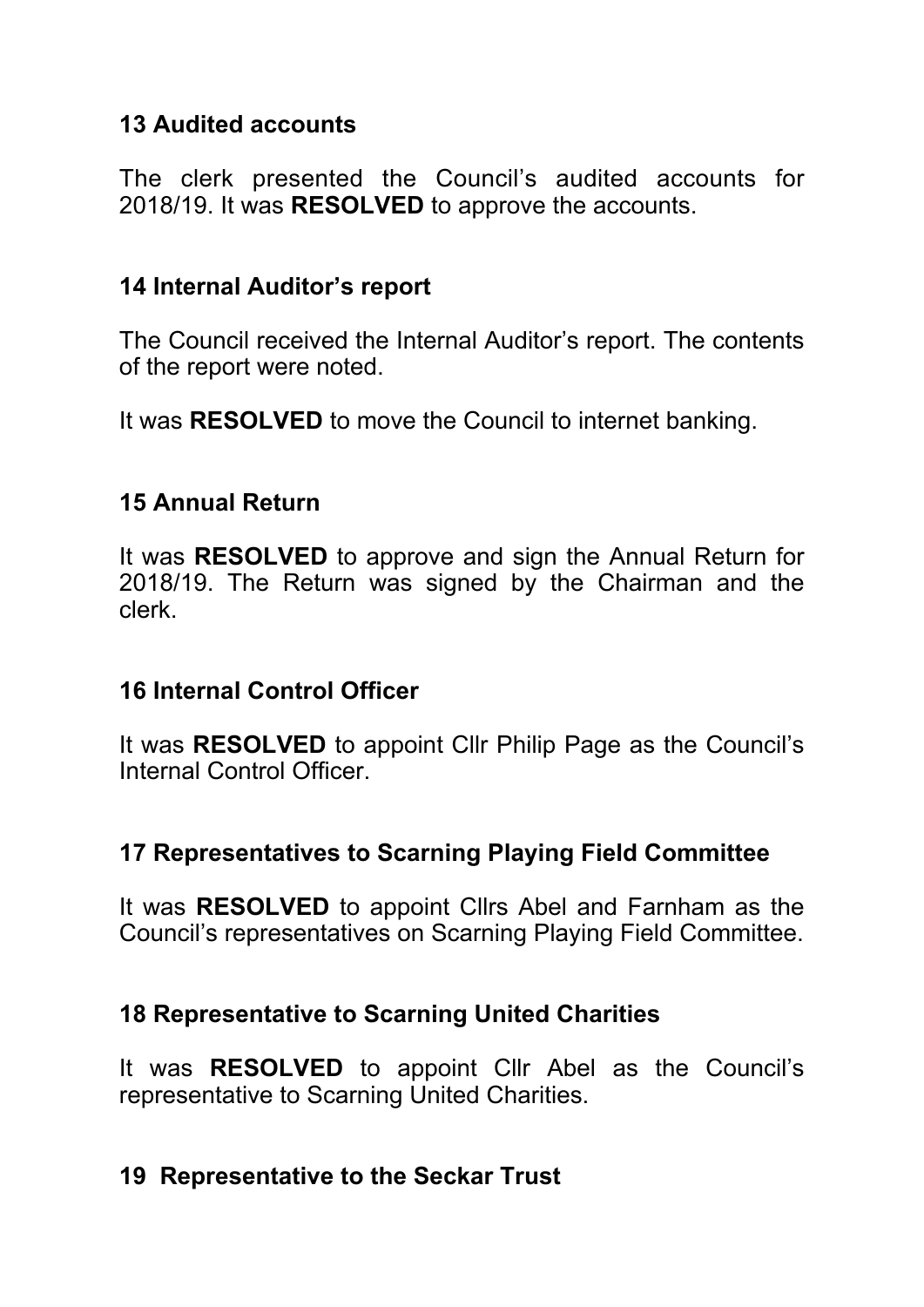### 13 Audited accounts

The clerk presented the Council's audited accounts for 2018/19. It was **RESOLVED** to approve the accounts.

### 14 Internal Auditor's report

The Council received the Internal Auditor's report. The contents of the report were noted.

It was **RESOLVED** to move the Council to internet banking.

### 15 Annual Return

It was **RESOLVED** to approve and sign the Annual Return for 2018/19. The Return was signed by the Chairman and the clerk.

### 16 Internal Control Officer

It was **RESOLVED** to appoint Cllr Philip Page as the Council's Internal Control Officer.

### 17 Representatives to Scarning Playing Field Committee

It was **RESOLVED** to appoint Cllrs Abel and Farnham as the Council's representatives on Scarning Playing Field Committee.

### 18 Representative to Scarning United Charities

It was **RESOLVED** to appoint Cllr Abel as the Council's representative to Scarning United Charities.

### 19 Representative to the Seckar Trust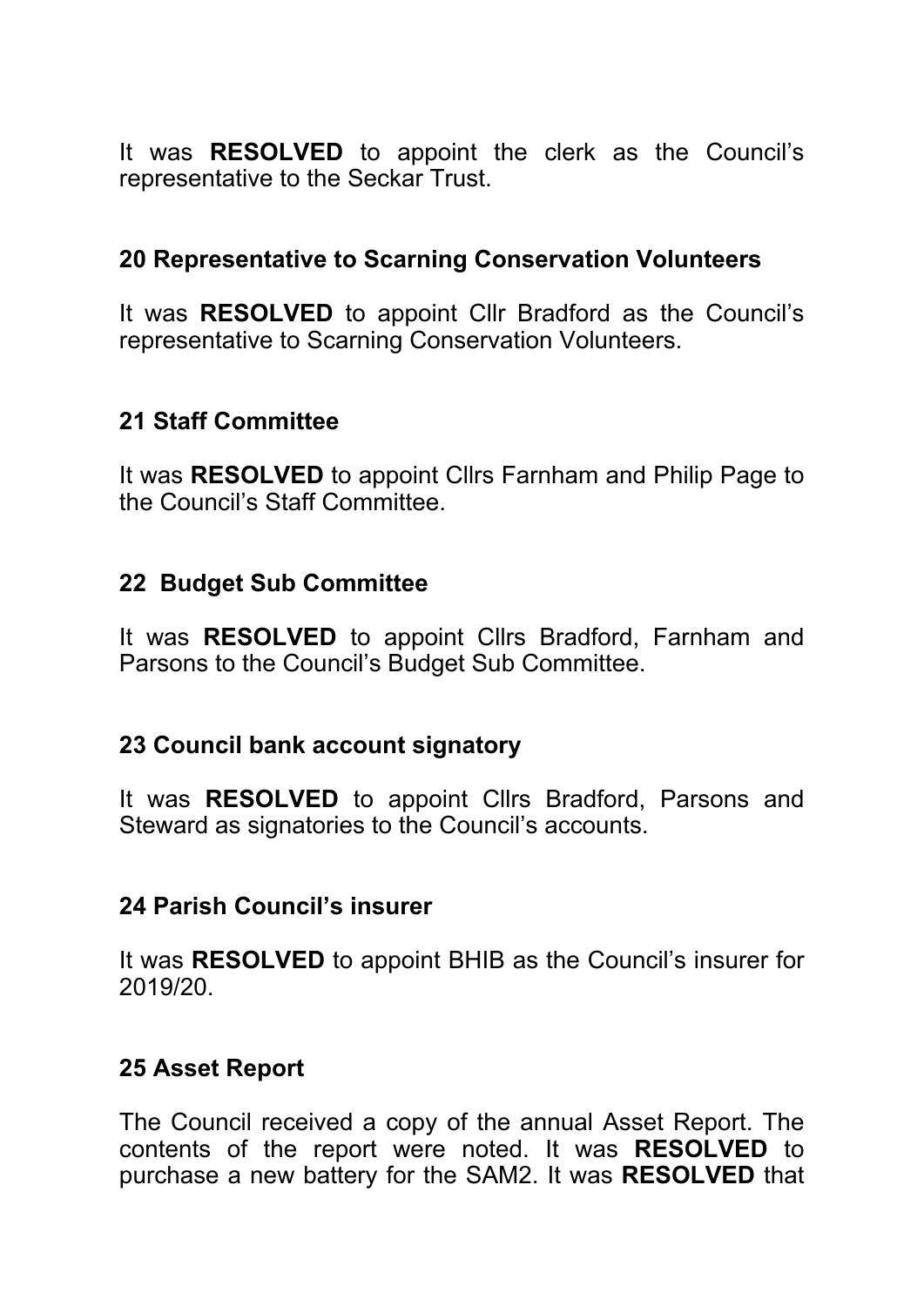It was **RESOLVED** to appoint the clerk as the Council's representative to the Seckar Trust.

## 20 Representative to Scarning Conservation Volunteers

It was **RESOLVED** to appoint Cllr Bradford as the Council's representative to Scarning Conservation Volunteers.

## 21 Staff Committee

It was **RESOLVED** to appoint Cllrs Farnham and Philip Page to the Council's Staff Committee.

## 22 Budget Sub Committee

It was **RESOLVED** to appoint Cllrs Bradford, Farnham and Parsons to the Council's Budget Sub Committee.

## 23 Council bank account signatory

It was **RESOLVED** to appoint Cllrs Bradford, Parsons and Steward as signatories to the Council's accounts.

## 24 Parish Council's insurer

It was **RESOLVED** to appoint BHIB as the Council's insurer for 2019/20.

## 25 Asset Report

The Council received a copy of the annual Asset Report. The contents of the report were noted. It was **RESOLVED** to purchase a new battery for the SAM2. It was **RESOLVED** that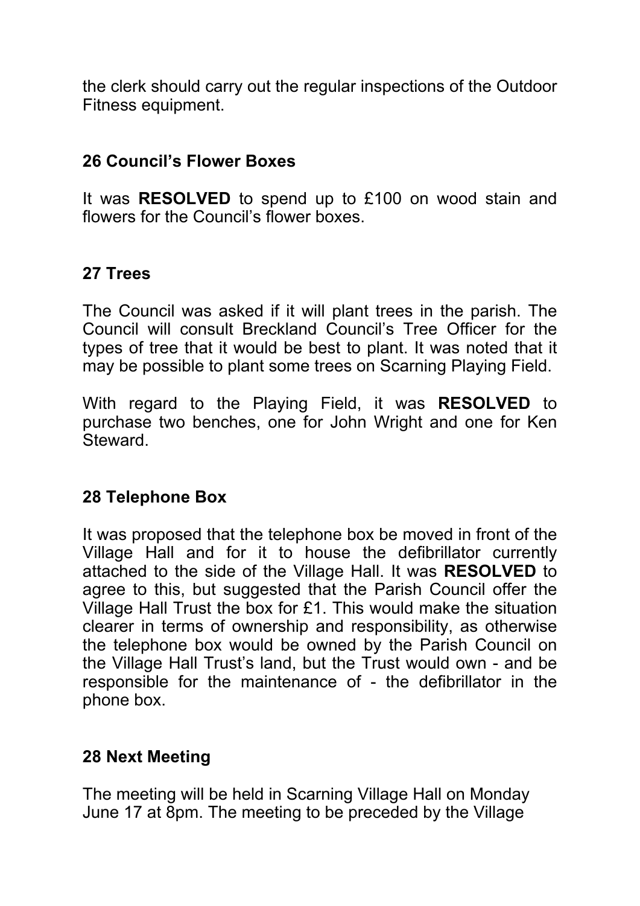the clerk should carry out the regular inspections of the Outdoor Fitness equipment.

## 26 Council's Flower Boxes

It was **RESOLVED** to spend up to £100 on wood stain and flowers for the Council's flower boxes.

## 27 Trees

The Council was asked if it will plant trees in the parish. The Council will consult Breckland Council's Tree Officer for the types of tree that it would be best to plant. It was noted that it may be possible to plant some trees on Scarning Playing Field.

With regard to the Playing Field, it was **RESOLVED** to purchase two benches, one for John Wright and one for Ken Steward.

## 28 Telephone Box

It was proposed that the telephone box be moved in front of the Village Hall and for it to house the defibrillator currently attached to the side of the Village Hall. It was **RESOLVED** to agree to this, but suggested that the Parish Council offer the Village Hall Trust the box for £1. This would make the situation clearer in terms of ownership and responsibility, as otherwise the telephone box would be owned by the Parish Council on the Village Hall Trust's land, but the Trust would own - and be responsible for the maintenance of - the defibrillator in the phone box.

## 28 Next Meeting

The meeting will be held in Scarning Village Hall on Monday June 17 at 8pm. The meeting to be preceded by the Village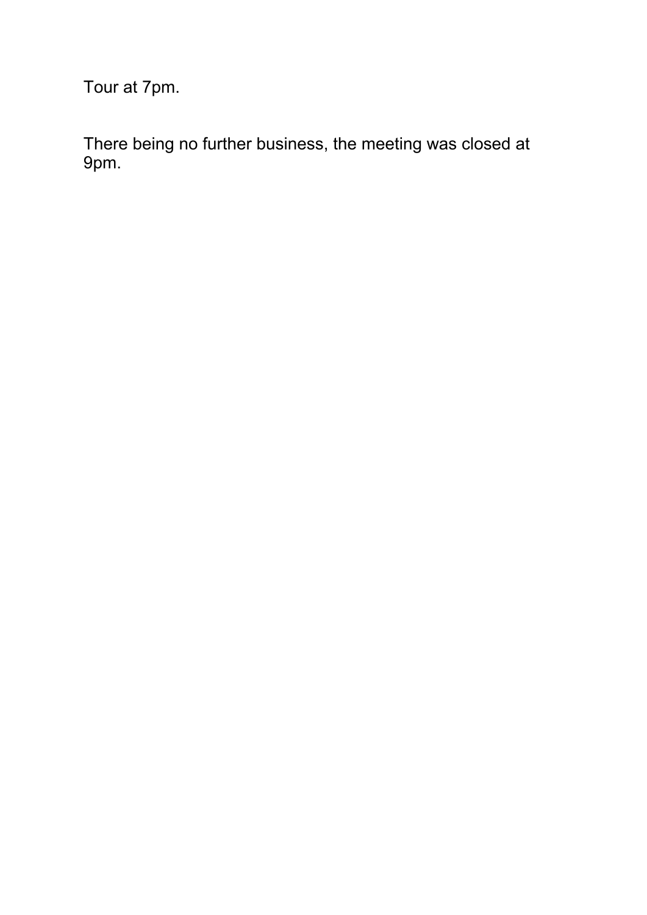Tour at 7pm.

There being no further business, the meeting was closed at 9pm.